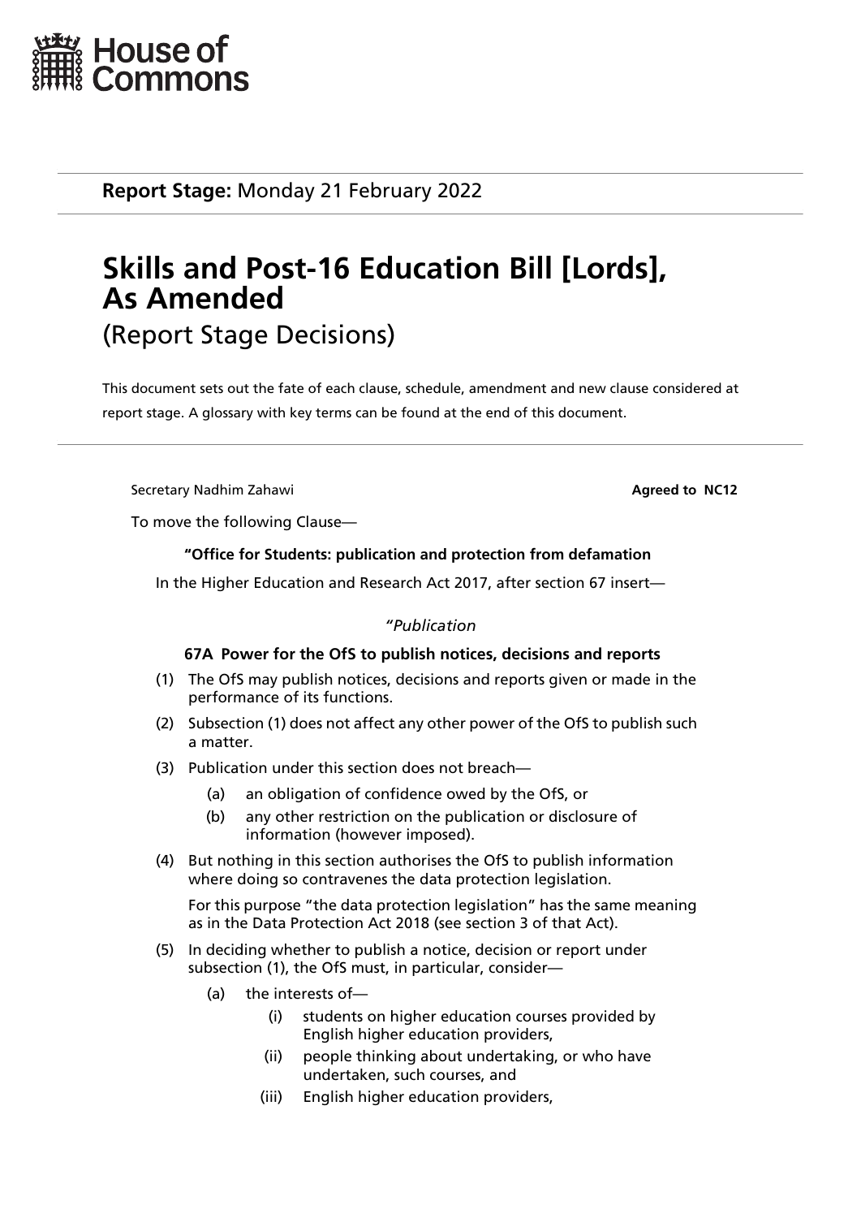House of Commons

**Report Stage:** Monday 21 February 2022

# Skills and Post-16 Education Bill [Lords], As Amended

## (Report Stage Decisions)

This document sets out the fate of each clause, schedule, amendment and new clause considered at report stage. A glossary with key terms can be found at the end of this document.

Secretary Nadhim Zahawi **Agreed to NC12**

To move the following Clause—

**"Office for Students: publication and protection from defamation**

In the Higher Education and Research Act 2017, after section 67 insert—

*"Publication*

**67A Power for the OfS to publish notices, decisions and reports**

(1) The OfS may publish notices, decisions and reports given or made in the performance of its functions.

(2) Subsection (1) does not affect any other power of the OfS to publish such a matter.

(3) Publication under this section does not breach—

   (a) an obligation of confidence owed by the OfS, or

   (b) any other restriction on the publication or disclosure of information (however imposed).

(4) But nothing in this section authorises the OfS to publish information where doing so contravenes the data protection legislation.

For this purpose "the data protection legislation" has the same meaning as in the Data Protection Act 2018 (see section 3 of that Act).

(5) In deciding whether to publish a notice, decision or report under subsection (1), the OfS must, in particular, consider—

   (a) the interests of—

      (i) students on higher education courses provided by English higher education providers,

      (ii) people thinking about undertaking, or who have undertaken, such courses, and

      (iii) English higher education providers,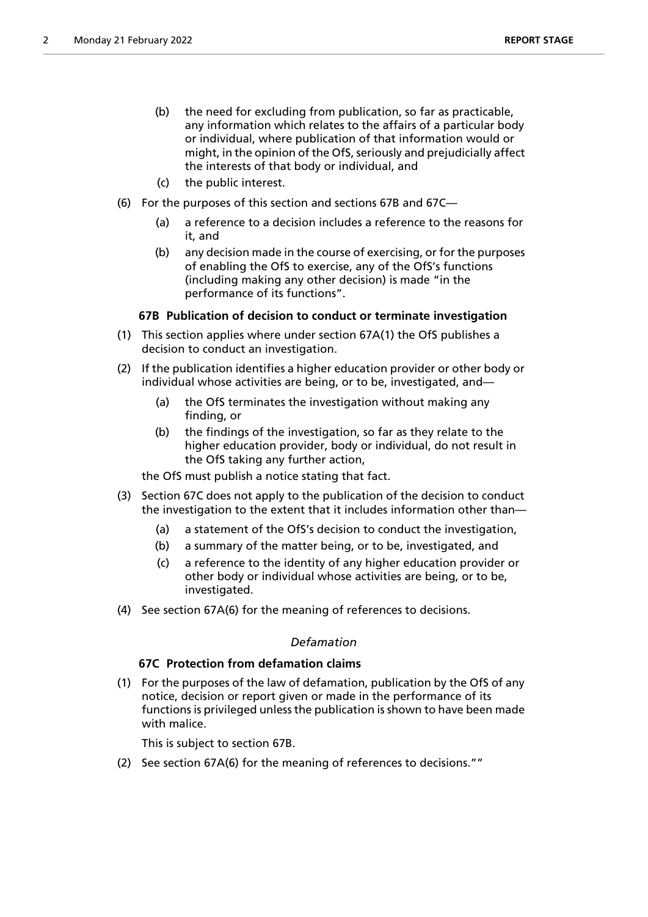(b) the need for excluding from publication, so far as practicable, any information which relates to the affairs of a particular body or individual, where publication of that information would or might, in the opinion of the OfS, seriously and prejudicially affect the interests of that body or individual, and

(c) the public interest.

(6) For the purposes of this section and sections 67B and 67C—

(a) a reference to a decision includes a reference to the reasons for it, and

(b) any decision made in the course of exercising, or for the purposes of enabling the OfS to exercise, any of the OfS's functions (including making any other decision) is made "in the performance of its functions".

**67B Publication of decision to conduct or terminate investigation**

(1) This section applies where under section 67A(1) the OfS publishes a decision to conduct an investigation.

(2) If the publication identifies a higher education provider or other body or individual whose activities are being, or to be, investigated, and—

(a) the OfS terminates the investigation without making any finding, or

(b) the findings of the investigation, so far as they relate to the higher education provider, body or individual, do not result in the OfS taking any further action,

the OfS must publish a notice stating that fact.

(3) Section 67C does not apply to the publication of the decision to conduct the investigation to the extent that it includes information other than—

(a) a statement of the OfS's decision to conduct the investigation,

(b) a summary of the matter being, or to be, investigated, and

(c) a reference to the identity of any higher education provider or other body or individual whose activities are being, or to be, investigated.

(4) See section 67A(6) for the meaning of references to decisions.

*Defamation*

**67C Protection from defamation claims**

(1) For the purposes of the law of defamation, publication by the OfS of any notice, decision or report given or made in the performance of its functions is privileged unless the publication is shown to have been made with malice.

This is subject to section 67B.

(2) See section 67A(6) for the meaning of references to decisions.""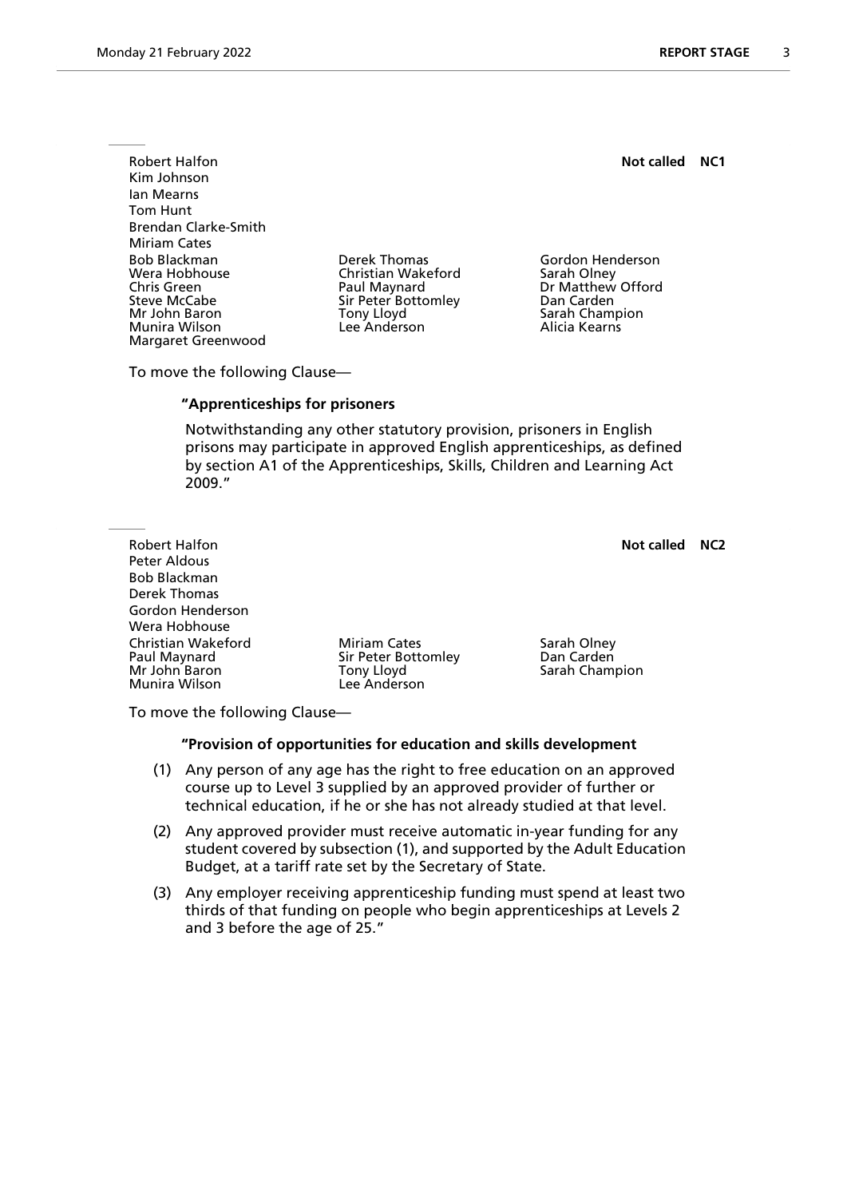Robert Halfon
Kim Johnson
Ian Mearns
Tom Hunt
Brendan Clarke-Smith
Miriam Cates
Bob Blackman
Wera Hobhouse
Chris Green
Steve McCabe
Mr John Baron
Munira Wilson
Margaret Greenwood
Derek Thomas
Christian Wakeford
Paul Maynard
Sir Peter Bottomley
Tony Lloyd
Lee Anderson
Gordon Henderson
Sarah Olney
Dr Matthew Offord
Dan Carden
Sarah Champion
Alicia Kearns

**Not called NC1**

To move the following Clause—

**"Apprenticeships for prisoners**

Notwithstanding any other statutory provision, prisoners in English prisons may participate in approved English apprenticeships, as defined by section A1 of the Apprenticeships, Skills, Children and Learning Act 2009."

---

Robert Halfon
Peter Aldous
Bob Blackman
Derek Thomas
Gordon Henderson
Wera Hobhouse
Christian Wakeford
Paul Maynard
Mr John Baron
Munira Wilson
Miriam Cates
Sir Peter Bottomley
Tony Lloyd
Lee Anderson
Sarah Olney
Dan Carden
Sarah Champion

**Not called NC2**

To move the following Clause—

**"Provision of opportunities for education and skills development**

(1) Any person of any age has the right to free education on an approved course up to Level 3 supplied by an approved provider of further or technical education, if he or she has not already studied at that level.

(2) Any approved provider must receive automatic in-year funding for any student covered by subsection (1), and supported by the Adult Education Budget, at a tariff rate set by the Secretary of State.

(3) Any employer receiving apprenticeship funding must spend at least two thirds of that funding on people who begin apprenticeships at Levels 2 and 3 before the age of 25."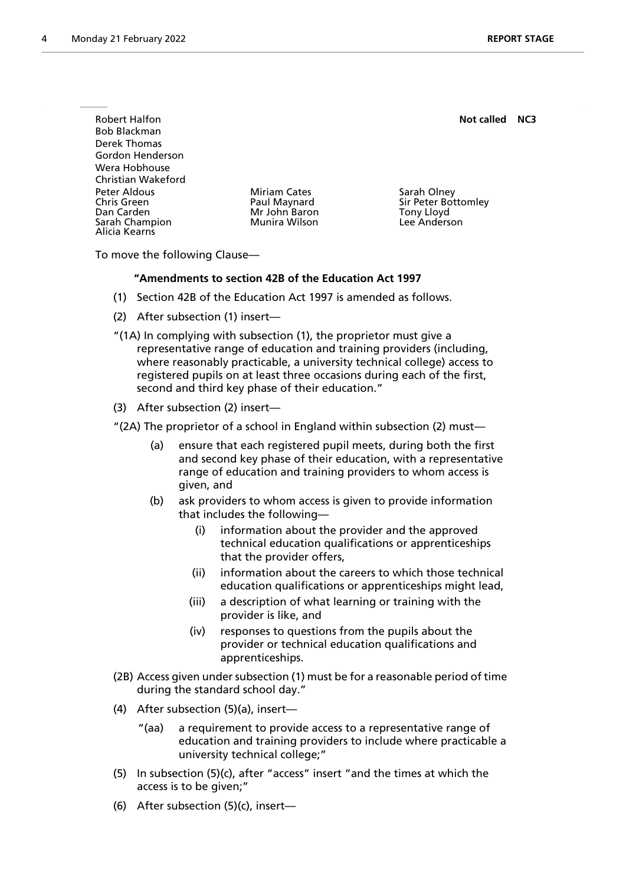Robert Halfon
Bob Blackman
Derek Thomas
Gordon Henderson
Wera Hobhouse
Christian Wakeford
Peter Aldous
Chris Green
Dan Carden
Sarah Champion
Alicia Kearns
Miriam Cates
Paul Maynard
Mr John Baron
Munira Wilson
Sarah Olney
Sir Peter Bottomley
Tony Lloyd
Lee Anderson

**Not called NC3**

To move the following Clause—

**"Amendments to section 42B of the Education Act 1997**

(1) Section 42B of the Education Act 1997 is amended as follows.

(2) After subsection (1) insert—

"(1A) In complying with subsection (1), the proprietor must give a representative range of education and training providers (including, where reasonably practicable, a university technical college) access to registered pupils on at least three occasions during each of the first, second and third key phase of their education."

(3) After subsection (2) insert—

"(2A) The proprietor of a school in England within subsection (2) must—

- (a) ensure that each registered pupil meets, during both the first and second key phase of their education, with a representative range of education and training providers to whom access is given, and
- (b) ask providers to whom access is given to provide information that includes the following—
    - (i) information about the provider and the approved technical education qualifications or apprenticeships that the provider offers,
    - (ii) information about the careers to which those technical education qualifications or apprenticeships might lead,
    - (iii) a description of what learning or training with the provider is like, and
    - (iv) responses to questions from the pupils about the provider or technical education qualifications and apprenticeships.

(2B) Access given under subsection (1) must be for a reasonable period of time during the standard school day."

(4) After subsection (5)(a), insert—

"(aa) a requirement to provide access to a representative range of education and training providers to include where practicable a university technical college;"

(5) In subsection (5)(c), after "access" insert "and the times at which the access is to be given;"

(6) After subsection (5)(c), insert—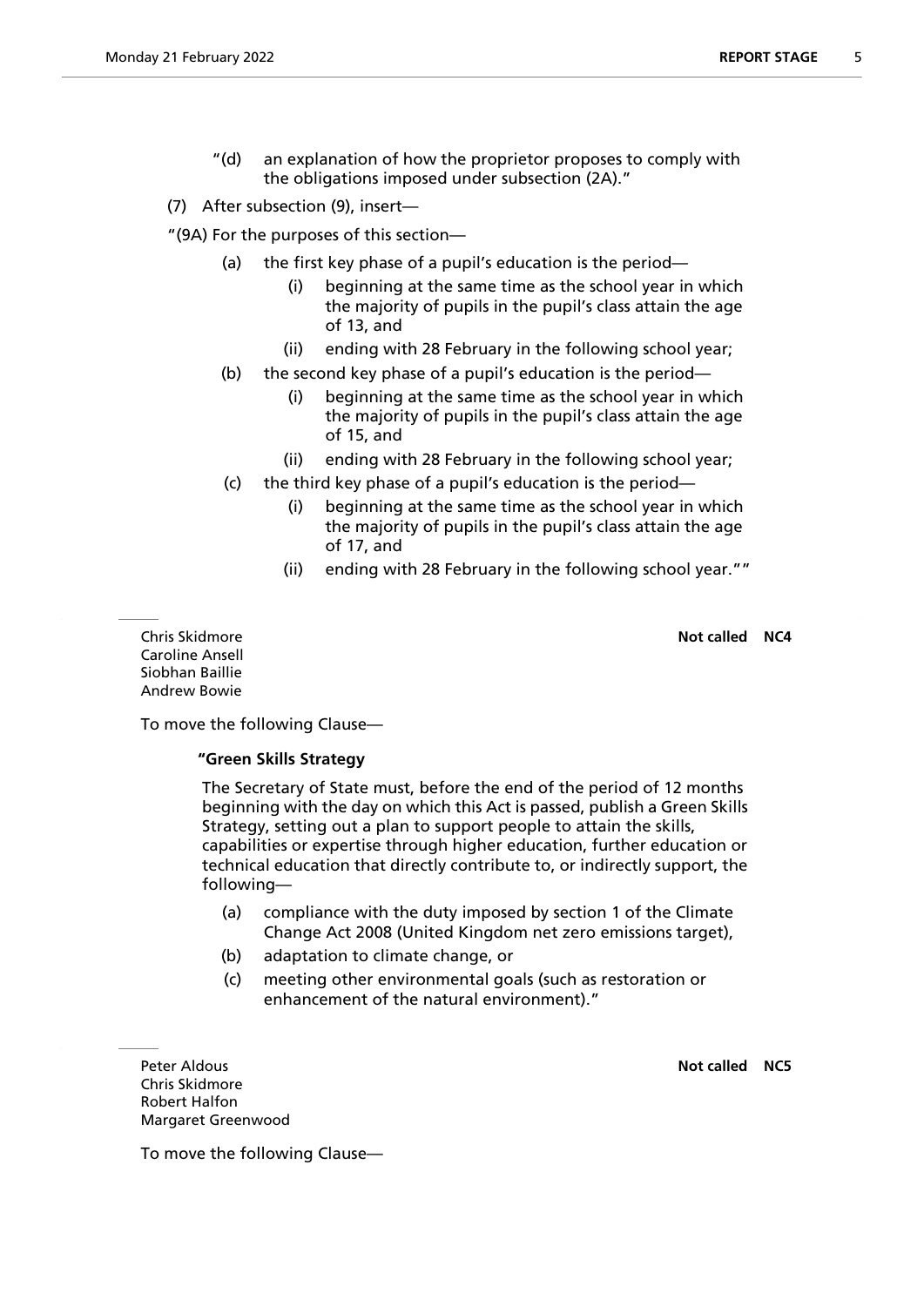"(d) an explanation of how the proprietor proposes to comply with the obligations imposed under subsection (2A)."

(7) After subsection (9), insert—

"(9A) For the purposes of this section—

(a) the first key phase of a pupil's education is the period—

  (i) beginning at the same time as the school year in which the majority of pupils in the pupil's class attain the age of 13, and

  (ii) ending with 28 February in the following school year;

(b) the second key phase of a pupil's education is the period—

  (i) beginning at the same time as the school year in which the majority of pupils in the pupil's class attain the age of 15, and

  (ii) ending with 28 February in the following school year;

(c) the third key phase of a pupil's education is the period—

  (i) beginning at the same time as the school year in which the majority of pupils in the pupil's class attain the age of 17, and

  (ii) ending with 28 February in the following school year.""

---

Chris Skidmore
Caroline Ansell
Siobhan Baillie
Andrew Bowie

**Not called NC4**

To move the following Clause—

**"Green Skills Strategy**

The Secretary of State must, before the end of the period of 12 months beginning with the day on which this Act is passed, publish a Green Skills Strategy, setting out a plan to support people to attain the skills, capabilities or expertise through higher education, further education or technical education that directly contribute to, or indirectly support, the following—

(a) compliance with the duty imposed by section 1 of the Climate Change Act 2008 (United Kingdom net zero emissions target),

(b) adaptation to climate change, or

(c) meeting other environmental goals (such as restoration or enhancement of the natural environment)."

---

Peter Aldous
Chris Skidmore
Robert Halfon
Margaret Greenwood

**Not called NC5**

To move the following Clause—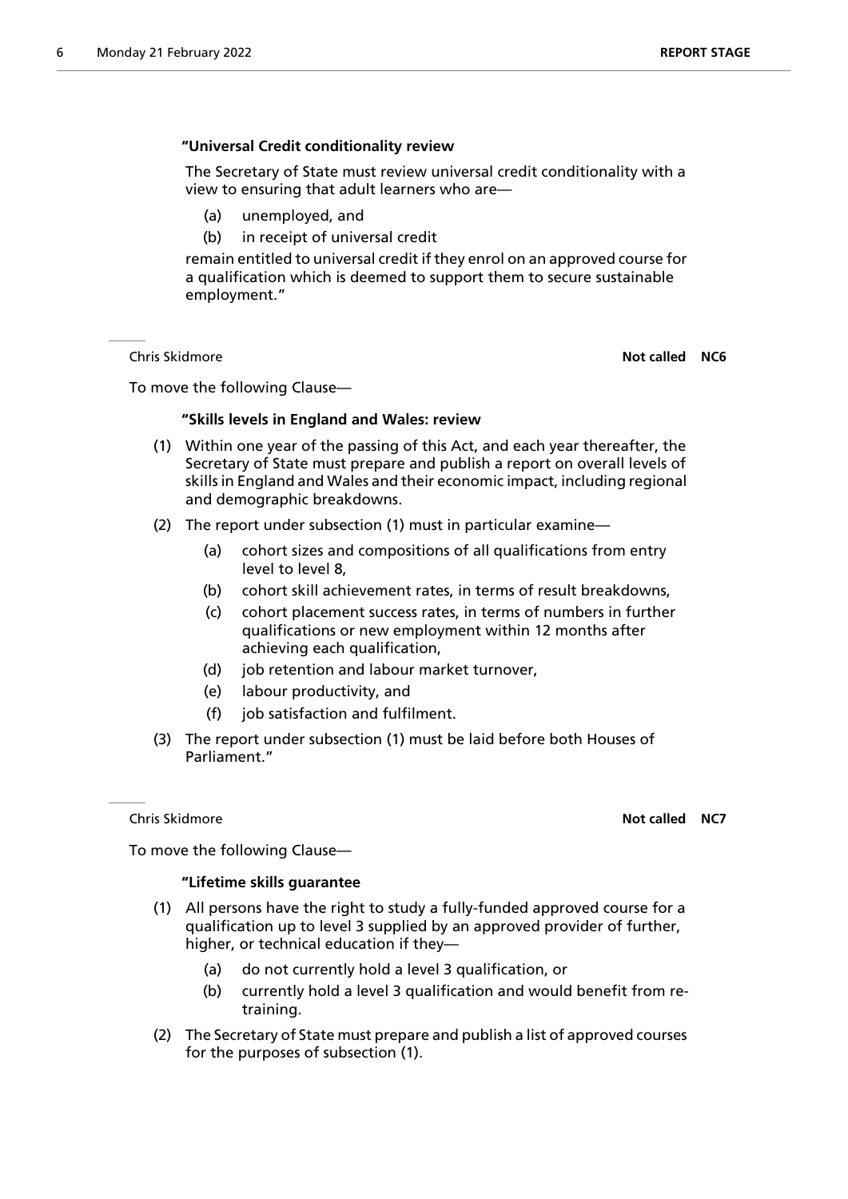**"Universal Credit conditionality review**

The Secretary of State must review universal credit conditionality with a view to ensuring that adult learners who are—

(a) unemployed, and

(b) in receipt of universal credit

remain entitled to universal credit if they enrol on an approved course for a qualification which is deemed to support them to secure sustainable employment."

---

Chris Skidmore **Not called NC6**

To move the following Clause—

**"Skills levels in England and Wales: review**

(1) Within one year of the passing of this Act, and each year thereafter, the Secretary of State must prepare and publish a report on overall levels of skills in England and Wales and their economic impact, including regional and demographic breakdowns.

(2) The report under subsection (1) must in particular examine—

(a) cohort sizes and compositions of all qualifications from entry level to level 8,

(b) cohort skill achievement rates, in terms of result breakdowns,

(c) cohort placement success rates, in terms of numbers in further qualifications or new employment within 12 months after achieving each qualification,

(d) job retention and labour market turnover,

(e) labour productivity, and

(f) job satisfaction and fulfilment.

(3) The report under subsection (1) must be laid before both Houses of Parliament."

---

Chris Skidmore **Not called NC7**

To move the following Clause—

**"Lifetime skills guarantee**

(1) All persons have the right to study a fully-funded approved course for a qualification up to level 3 supplied by an approved provider of further, higher, or technical education if they—

(a) do not currently hold a level 3 qualification, or

(b) currently hold a level 3 qualification and would benefit from re-training.

(2) The Secretary of State must prepare and publish a list of approved courses for the purposes of subsection (1).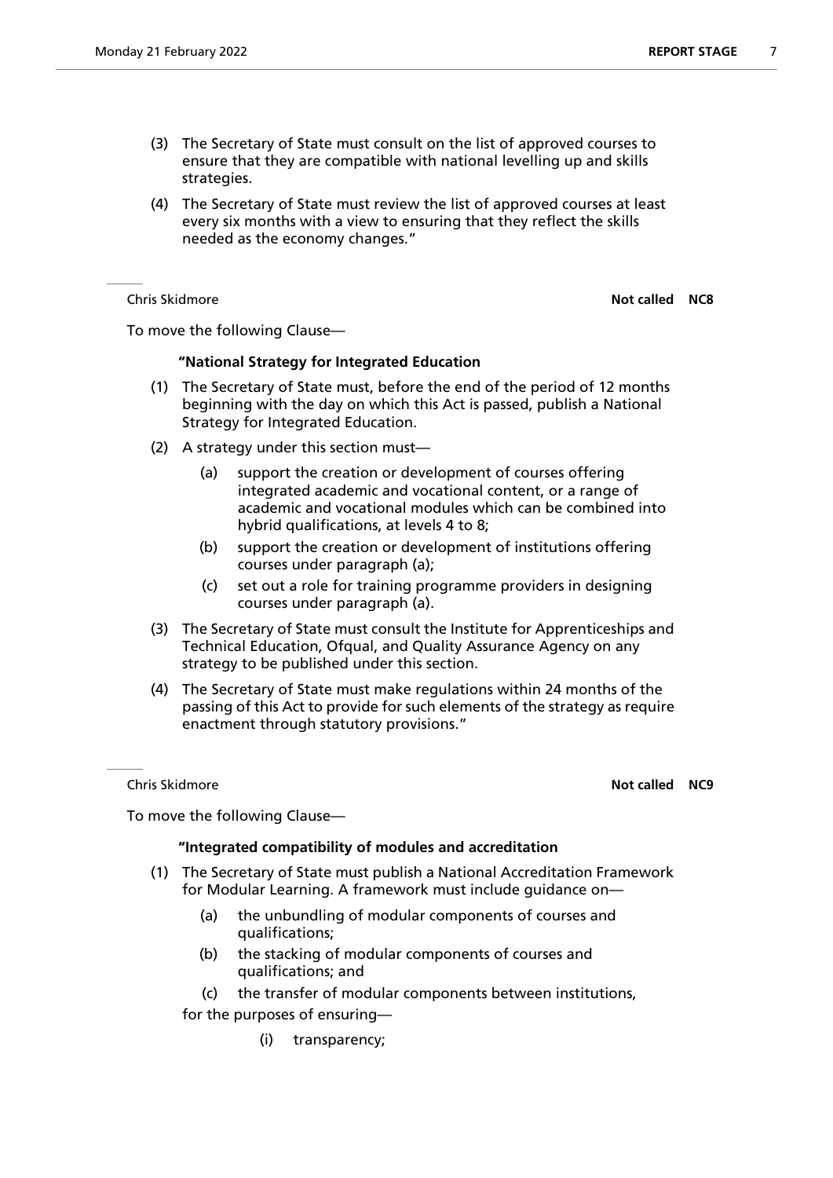(3) The Secretary of State must consult on the list of approved courses to ensure that they are compatible with national levelling up and skills strategies.

(4) The Secretary of State must review the list of approved courses at least every six months with a view to ensuring that they reflect the skills needed as the economy changes."

Chris Skidmore **Not called NC8**

To move the following Clause—

**"National Strategy for Integrated Education**

(1) The Secretary of State must, before the end of the period of 12 months beginning with the day on which this Act is passed, publish a National Strategy for Integrated Education.

(2) A strategy under this section must—

  (a) support the creation or development of courses offering integrated academic and vocational content, or a range of academic and vocational modules which can be combined into hybrid qualifications, at levels 4 to 8;

  (b) support the creation or development of institutions offering courses under paragraph (a);

  (c) set out a role for training programme providers in designing courses under paragraph (a).

(3) The Secretary of State must consult the Institute for Apprenticeships and Technical Education, Ofqual, and Quality Assurance Agency on any strategy to be published under this section.

(4) The Secretary of State must make regulations within 24 months of the passing of this Act to provide for such elements of the strategy as require enactment through statutory provisions."

Chris Skidmore **Not called NC9**

To move the following Clause—

**"Integrated compatibility of modules and accreditation**

(1) The Secretary of State must publish a National Accreditation Framework for Modular Learning. A framework must include guidance on—

  (a) the unbundling of modular components of courses and qualifications;

  (b) the stacking of modular components of courses and qualifications; and

  (c) the transfer of modular components between institutions,

for the purposes of ensuring—

  (i) transparency;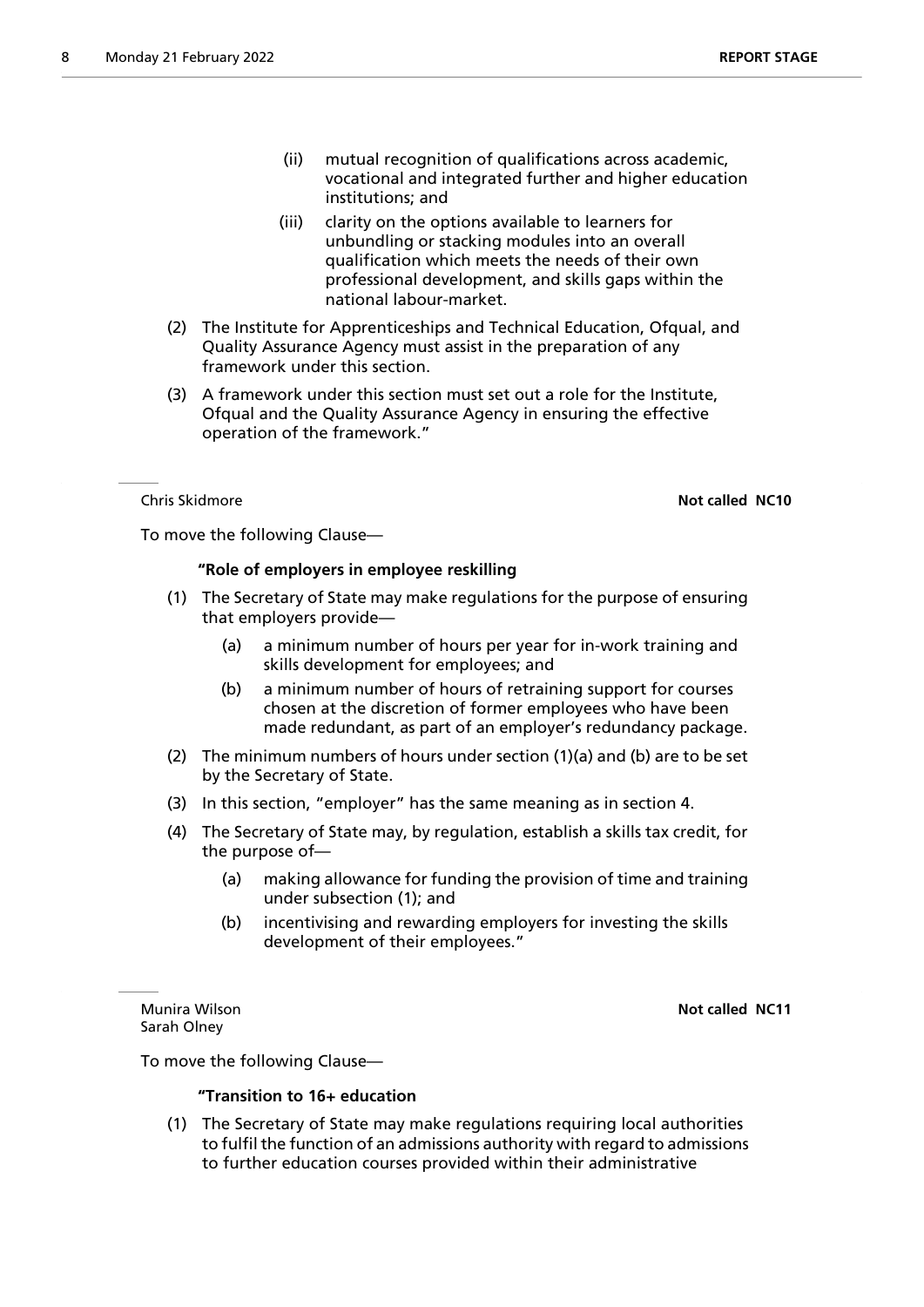(ii) mutual recognition of qualifications across academic, vocational and integrated further and higher education institutions; and

(iii) clarity on the options available to learners for unbundling or stacking modules into an overall qualification which meets the needs of their own professional development, and skills gaps within the national labour-market.

(2) The Institute for Apprenticeships and Technical Education, Ofqual, and Quality Assurance Agency must assist in the preparation of any framework under this section.

(3) A framework under this section must set out a role for the Institute, Ofqual and the Quality Assurance Agency in ensuring the effective operation of the framework."

Chris Skidmore **Not called NC10**

To move the following Clause—

**"Role of employers in employee reskilling**

(1) The Secretary of State may make regulations for the purpose of ensuring that employers provide—

(a) a minimum number of hours per year for in-work training and skills development for employees; and

(b) a minimum number of hours of retraining support for courses chosen at the discretion of former employees who have been made redundant, as part of an employer's redundancy package.

(2) The minimum numbers of hours under section (1)(a) and (b) are to be set by the Secretary of State.

(3) In this section, "employer" has the same meaning as in section 4.

(4) The Secretary of State may, by regulation, establish a skills tax credit, for the purpose of—

(a) making allowance for funding the provision of time and training under subsection (1); and

(b) incentivising and rewarding employers for investing the skills development of their employees."

Munira Wilson
Sarah Olney **Not called NC11**

To move the following Clause—

**"Transition to 16+ education**

(1) The Secretary of State may make regulations requiring local authorities to fulfil the function of an admissions authority with regard to admissions to further education courses provided within their administrative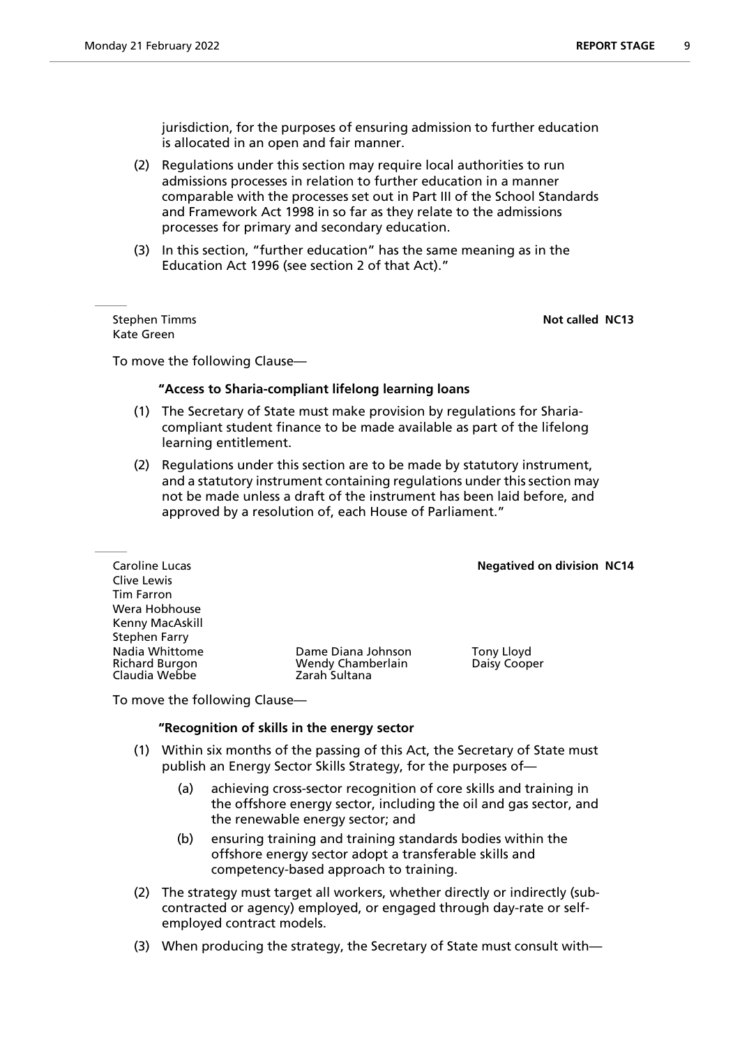jurisdiction, for the purposes of ensuring admission to further education is allocated in an open and fair manner.

(2) Regulations under this section may require local authorities to run admissions processes in relation to further education in a manner comparable with the processes set out in Part III of the School Standards and Framework Act 1998 in so far as they relate to the admissions processes for primary and secondary education.

(3) In this section, "further education" has the same meaning as in the Education Act 1996 (see section 2 of that Act)."

---

Stephen Timms
Kate Green

**Not called NC13**

To move the following Clause—

**"Access to Sharia-compliant lifelong learning loans**

(1) The Secretary of State must make provision by regulations for Sharia-compliant student finance to be made available as part of the lifelong learning entitlement.

(2) Regulations under this section are to be made by statutory instrument, and a statutory instrument containing regulations under this section may not be made unless a draft of the instrument has been laid before, and approved by a resolution of, each House of Parliament."

---

Caroline Lucas
Clive Lewis
Tim Farron
Wera Hobhouse
Kenny MacAskill
Stephen Farry
Nadia Whittome
Richard Burgon
Claudia Webbe
Dame Diana Johnson
Wendy Chamberlain
Zarah Sultana
Tony Lloyd
Daisy Cooper

**Negatived on division NC14**

To move the following Clause—

**"Recognition of skills in the energy sector**

(1) Within six months of the passing of this Act, the Secretary of State must publish an Energy Sector Skills Strategy, for the purposes of—

   (a) achieving cross-sector recognition of core skills and training in the offshore energy sector, including the oil and gas sector, and the renewable energy sector; and

   (b) ensuring training and training standards bodies within the offshore energy sector adopt a transferable skills and competency-based approach to training.

(2) The strategy must target all workers, whether directly or indirectly (sub-contracted or agency) employed, or engaged through day-rate or self-employed contract models.

(3) When producing the strategy, the Secretary of State must consult with—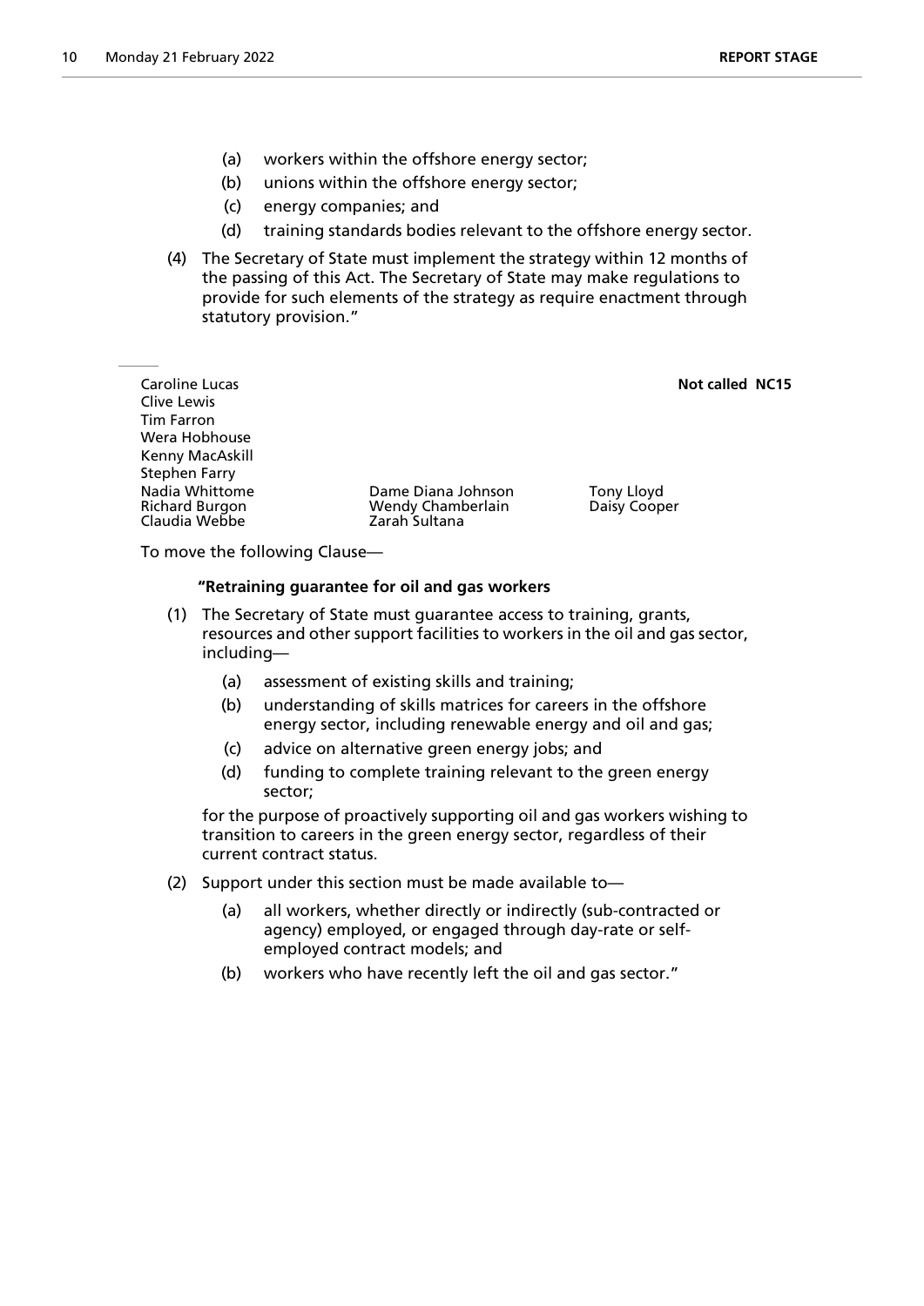(a) workers within the offshore energy sector;

(b) unions within the offshore energy sector;

(c) energy companies; and

(d) training standards bodies relevant to the offshore energy sector.

(4) The Secretary of State must implement the strategy within 12 months of the passing of this Act. The Secretary of State may make regulations to provide for such elements of the strategy as require enactment through statutory provision."

---

Caroline Lucas
Clive Lewis
Tim Farron
Wera Hobhouse
Kenny MacAskill
Stephen Farry
Nadia Whittome
Richard Burgon
Claudia Webbe
Dame Diana Johnson
Wendy Chamberlain
Zarah Sultana
Tony Lloyd
Daisy Cooper

**Not called NC15**

To move the following Clause—

**"Retraining guarantee for oil and gas workers**

(1) The Secretary of State must guarantee access to training, grants, resources and other support facilities to workers in the oil and gas sector, including—

(a) assessment of existing skills and training;

(b) understanding of skills matrices for careers in the offshore energy sector, including renewable energy and oil and gas;

(c) advice on alternative green energy jobs; and

(d) funding to complete training relevant to the green energy sector;

for the purpose of proactively supporting oil and gas workers wishing to transition to careers in the green energy sector, regardless of their current contract status.

(2) Support under this section must be made available to—

(a) all workers, whether directly or indirectly (sub-contracted or agency) employed, or engaged through day-rate or self-employed contract models; and

(b) workers who have recently left the oil and gas sector."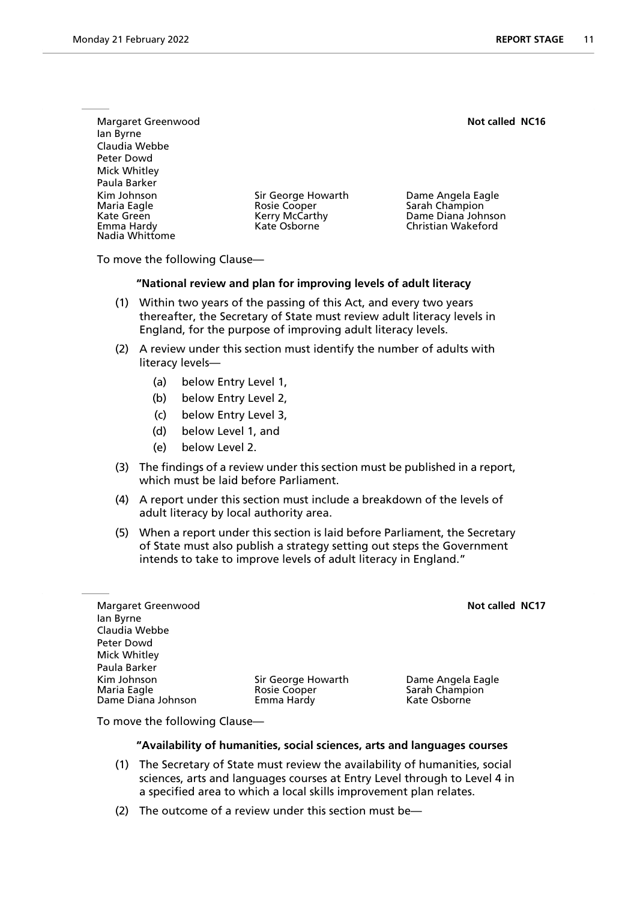Margaret Greenwood
Ian Byrne
Claudia Webbe
Peter Dowd
Mick Whitley
Paula Barker
Kim Johnson
Maria Eagle
Kate Green
Emma Hardy
Nadia Whittome
Sir George Howarth
Rosie Cooper
Kerry McCarthy
Kate Osborne
Dame Angela Eagle
Sarah Champion
Dame Diana Johnson
Christian Wakeford

**Not called NC16**

To move the following Clause—

**"National review and plan for improving levels of adult literacy**

(1) Within two years of the passing of this Act, and every two years thereafter, the Secretary of State must review adult literacy levels in England, for the purpose of improving adult literacy levels.

(2) A review under this section must identify the number of adults with literacy levels—

(a) below Entry Level 1,

(b) below Entry Level 2,

(c) below Entry Level 3,

(d) below Level 1, and

(e) below Level 2.

(3) The findings of a review under this section must be published in a report, which must be laid before Parliament.

(4) A report under this section must include a breakdown of the levels of adult literacy by local authority area.

(5) When a report under this section is laid before Parliament, the Secretary of State must also publish a strategy setting out steps the Government intends to take to improve levels of adult literacy in England."

Margaret Greenwood
Ian Byrne
Claudia Webbe
Peter Dowd
Mick Whitley
Paula Barker
Kim Johnson
Maria Eagle
Dame Diana Johnson
Sir George Howarth
Rosie Cooper
Emma Hardy
Dame Angela Eagle
Sarah Champion
Kate Osborne

**Not called NC17**

To move the following Clause—

**"Availability of humanities, social sciences, arts and languages courses**

(1) The Secretary of State must review the availability of humanities, social sciences, arts and languages courses at Entry Level through to Level 4 in a specified area to which a local skills improvement plan relates.

(2) The outcome of a review under this section must be—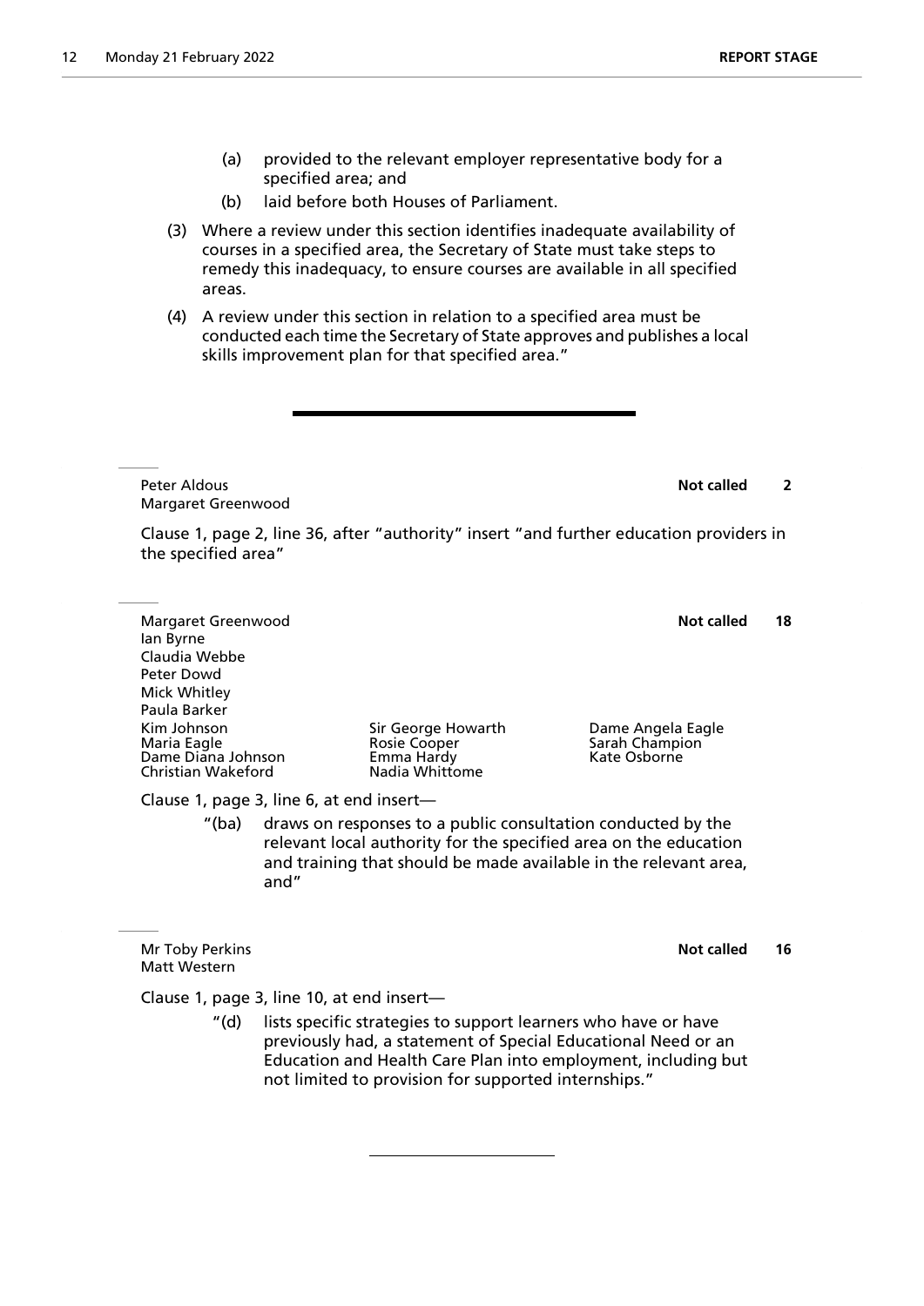(a) provided to the relevant employer representative body for a specified area; and

(b) laid before both Houses of Parliament.

(3) Where a review under this section identifies inadequate availability of courses in a specified area, the Secretary of State must take steps to remedy this inadequacy, to ensure courses are available in all specified areas.

(4) A review under this section in relation to a specified area must be conducted each time the Secretary of State approves and publishes a local skills improvement plan for that specified area."

---

Peter Aldous
Margaret Greenwood

**Not called** **2**

Clause 1, page 2, line 36, after "authority" insert "and further education providers in the specified area"

---

Margaret Greenwood
Ian Byrne
Claudia Webbe
Peter Dowd
Mick Whitley
Paula Barker
Kim Johnson
Maria Eagle
Dame Diana Johnson
Christian Wakeford
Sir George Howarth
Rosie Cooper
Emma Hardy
Nadia Whittome
Dame Angela Eagle
Sarah Champion
Kate Osborne

**Not called** **18**

Clause 1, page 3, line 6, at end insert—

"(ba) draws on responses to a public consultation conducted by the relevant local authority for the specified area on the education and training that should be made available in the relevant area, and"

---

Mr Toby Perkins
Matt Western

**Not called** **16**

Clause 1, page 3, line 10, at end insert—

"(d) lists specific strategies to support learners who have or have previously had, a statement of Special Educational Need or an Education and Health Care Plan into employment, including but not limited to provision for supported internships."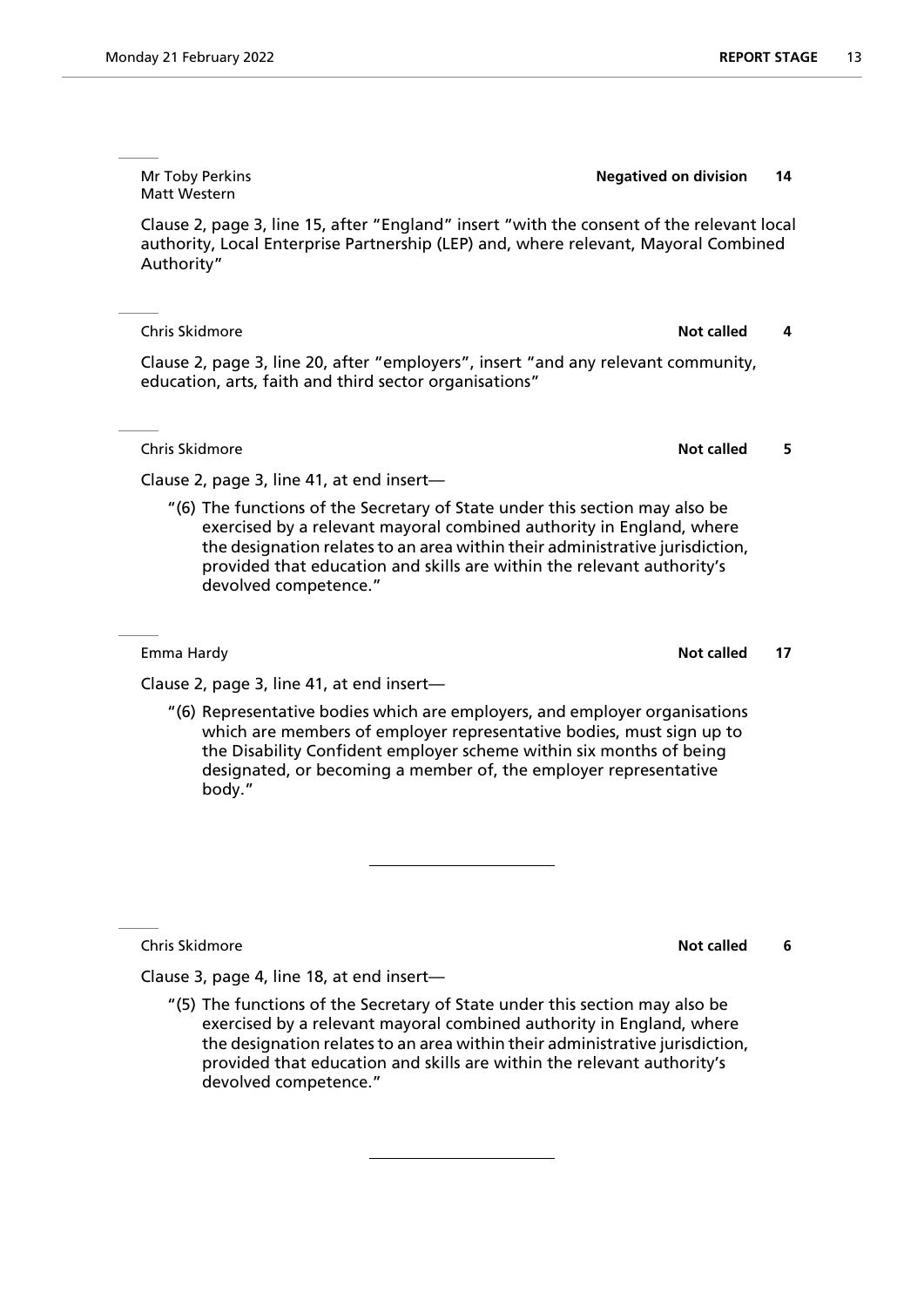Mr Toby Perkins
Matt Western

**Negatived on division** **14**

Clause 2, page 3, line 15, after "England" insert "with the consent of the relevant local authority, Local Enterprise Partnership (LEP) and, where relevant, Mayoral Combined Authority"

---

Chris Skidmore

**Not called** **4**

Clause 2, page 3, line 20, after "employers", insert "and any relevant community, education, arts, faith and third sector organisations"

---

Chris Skidmore

**Not called** **5**

Clause 2, page 3, line 41, at end insert—

"(6) The functions of the Secretary of State under this section may also be exercised by a relevant mayoral combined authority in England, where the designation relates to an area within their administrative jurisdiction, provided that education and skills are within the relevant authority's devolved competence."

---

Emma Hardy

**Not called** **17**

Clause 2, page 3, line 41, at end insert—

"(6) Representative bodies which are employers, and employer organisations which are members of employer representative bodies, must sign up to the Disability Confident employer scheme within six months of being designated, or becoming a member of, the employer representative body."

---

Chris Skidmore

**Not called** **6**

Clause 3, page 4, line 18, at end insert—

"(5) The functions of the Secretary of State under this section may also be exercised by a relevant mayoral combined authority in England, where the designation relates to an area within their administrative jurisdiction, provided that education and skills are within the relevant authority's devolved competence."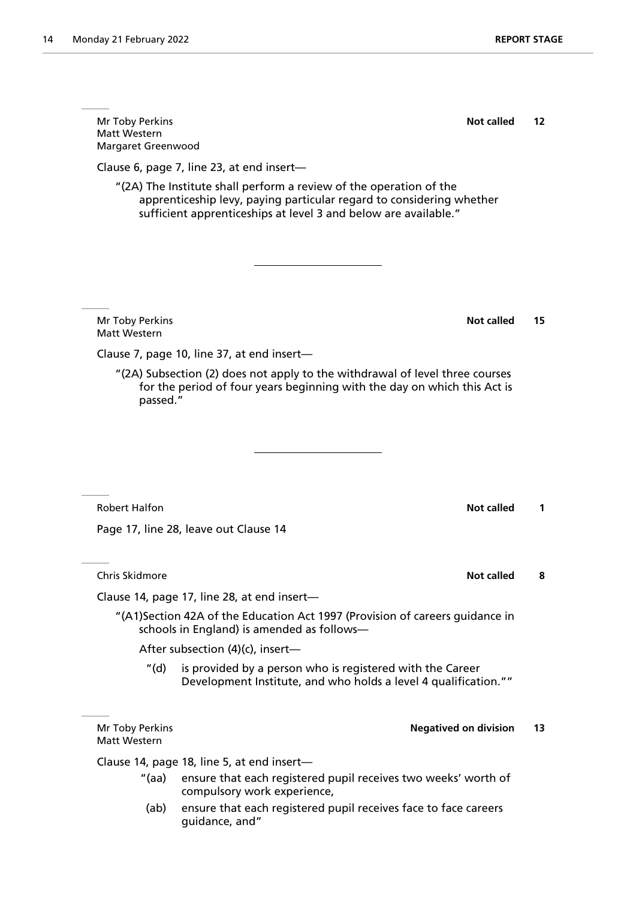Mr Toby Perkins
Matt Western
Margaret Greenwood

**Not called** **12**

Clause 6, page 7, line 23, at end insert—

"(2A) The Institute shall perform a review of the operation of the apprenticeship levy, paying particular regard to considering whether sufficient apprenticeships at level 3 and below are available."

---

Mr Toby Perkins
Matt Western

**Not called** **15**

Clause 7, page 10, line 37, at end insert—

"(2A) Subsection (2) does not apply to the withdrawal of level three courses for the period of four years beginning with the day on which this Act is passed."

---

Robert Halfon

**Not called** **1**

Page 17, line 28, leave out Clause 14

Chris Skidmore

**Not called** **8**

Clause 14, page 17, line 28, at end insert—

"(A1)Section 42A of the Education Act 1997 (Provision of careers guidance in schools in England) is amended as follows—

After subsection (4)(c), insert—

"(d) is provided by a person who is registered with the Career Development Institute, and who holds a level 4 qualification.""

Mr Toby Perkins
Matt Western

**Negatived on division** **13**

Clause 14, page 18, line 5, at end insert—

"(aa) ensure that each registered pupil receives two weeks' worth of compulsory work experience,

(ab) ensure that each registered pupil receives face to face careers guidance, and"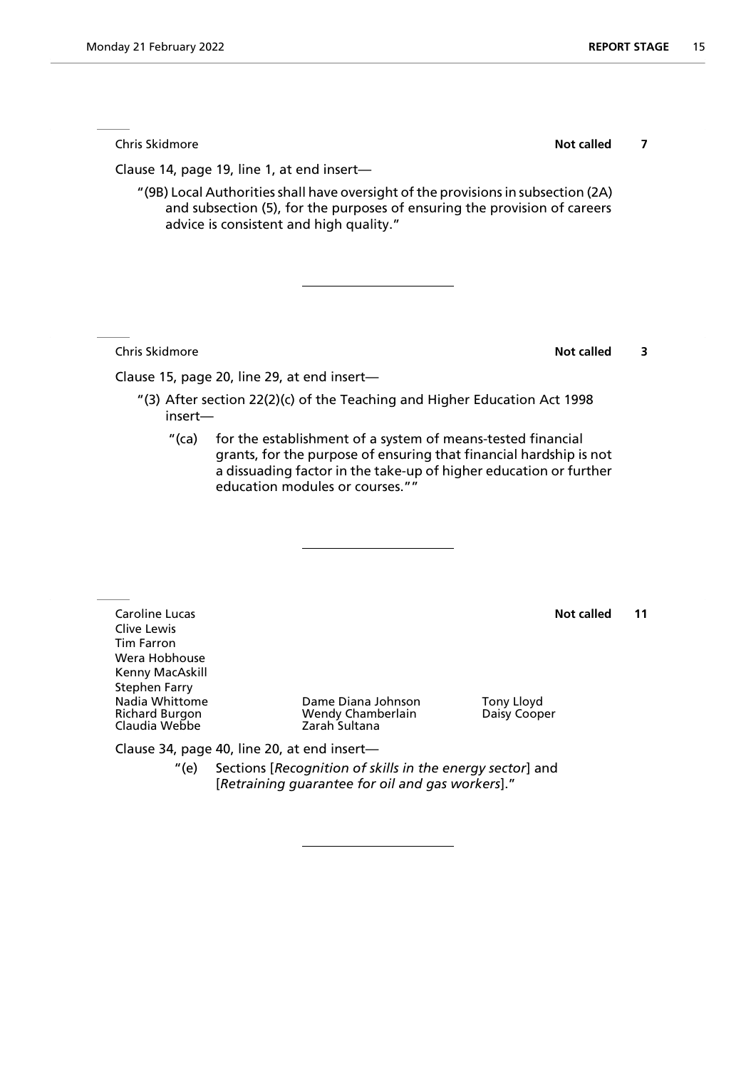Chris Skidmore **Not called** **7**

Clause 14, page 19, line 1, at end insert—

"(9B) Local Authorities shall have oversight of the provisions in subsection (2A) and subsection (5), for the purposes of ensuring the provision of careers advice is consistent and high quality."

---

Chris Skidmore **Not called** **3**

Clause 15, page 20, line 29, at end insert—

"(3) After section 22(2)(c) of the Teaching and Higher Education Act 1998 insert—

"(ca) for the establishment of a system of means-tested financial grants, for the purpose of ensuring that financial hardship is not a dissuading factor in the take-up of higher education or further education modules or courses.""

---

Caroline Lucas **Not called** **11**
Clive Lewis
Tim Farron
Wera Hobhouse
Kenny MacAskill
Stephen Farry
Nadia Whittome
Richard Burgon
Claudia Webbe
Dame Diana Johnson
Wendy Chamberlain
Zarah Sultana
Tony Lloyd
Daisy Cooper

Clause 34, page 40, line 20, at end insert—

"(e) Sections [*Recognition of skills in the energy sector*] and [*Retraining guarantee for oil and gas workers*]."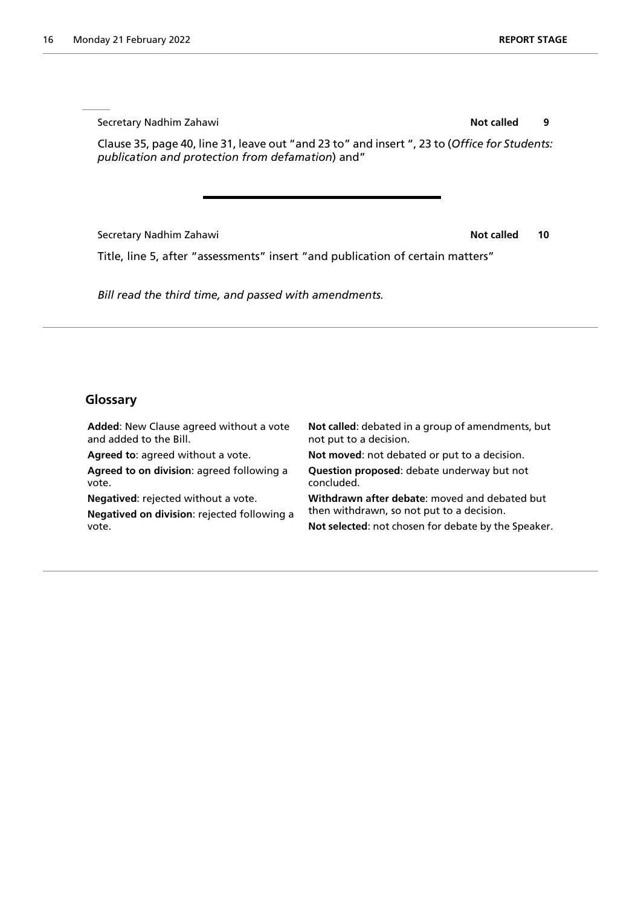Secretary Nadhim Zahawi **Not called** **9**

Clause 35, page 40, line 31, leave out "and 23 to" and insert ", 23 to (*Office for Students: publication and protection from defamation*) and"

---

Secretary Nadhim Zahawi **Not called** **10**

Title, line 5, after "assessments" insert "and publication of certain matters"

*Bill read the third time, and passed with amendments.*

---

## Glossary

**Added**: New Clause agreed without a vote and added to the Bill.

**Agreed to**: agreed without a vote.

**Agreed to on division**: agreed following a vote.

**Negatived**: rejected without a vote.

**Negatived on division**: rejected following a vote.

**Not called**: debated in a group of amendments, but not put to a decision.

**Not moved**: not debated or put to a decision.

**Question proposed**: debate underway but not concluded.

**Withdrawn after debate**: moved and debated but then withdrawn, so not put to a decision.

**Not selected**: not chosen for debate by the Speaker.